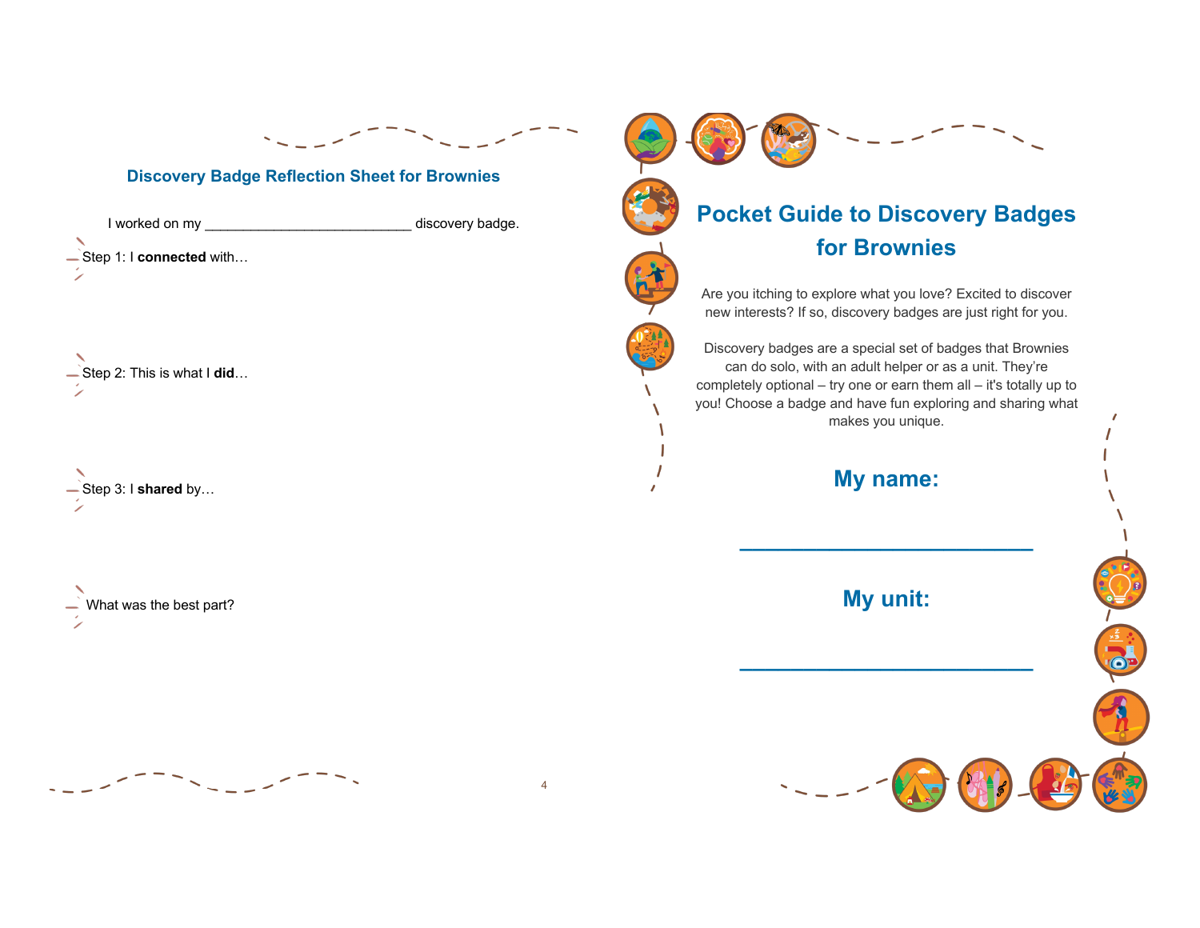## Discovery Badge Reflection Sheet for Brownies

I worked on my ___________________________ discovery badge.

Step 1: I **connected** with…

Step 2: This is what I **did**…

Step 3: I **shared** by…

What was the best part?

# Pocket Guide to Discovery Badges for Brownies

Are you itching to explore what you love? Excited to discover new interests? If so, discovery badges are just right for you.

Discovery badges are a special set of badges that Brownies can do solo, with an adult helper or as a unit. They're completely optional – try one or earn them all – it's totally up to you! Choose a badge and have fun exploring and sharing what makes you unique.

## My name:

___________________________

## My unit:

___________________________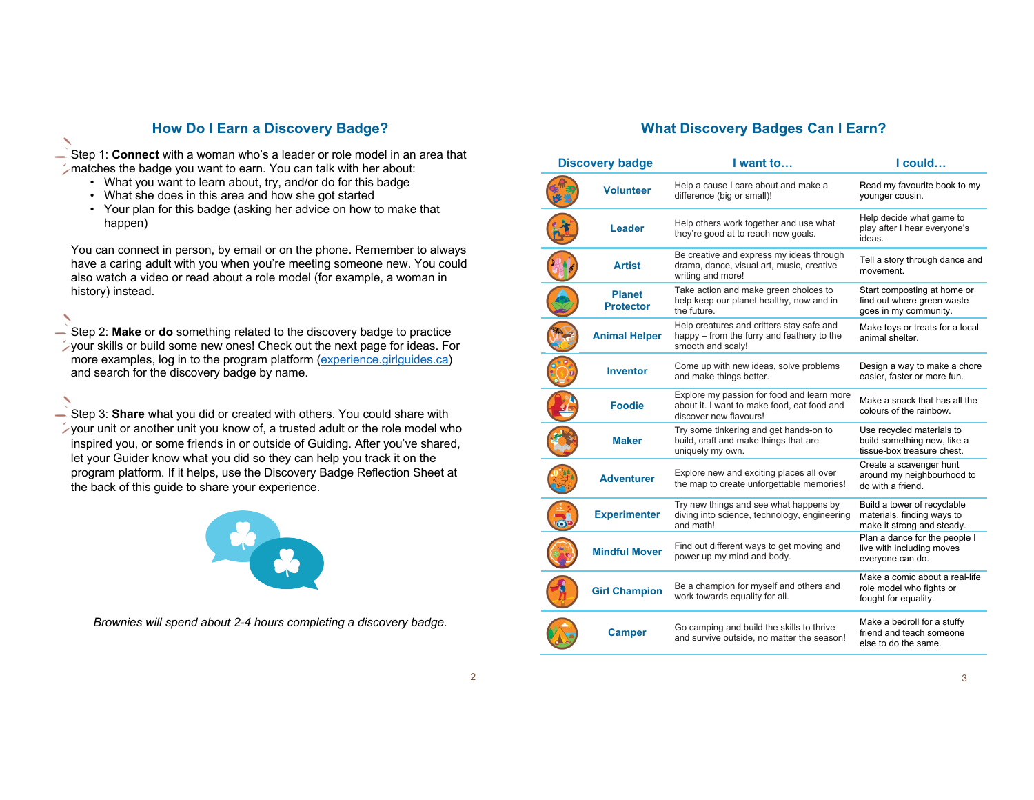## How Do I Earn a Discovery Badge?

Step 1: **Connect** with a woman who's a leader or role model in an area that matches the badge you want to earn. You can talk with her about:

- What you want to learn about, try, and/or do for this badge
- What she does in this area and how she got started
- Your plan for this badge (asking her advice on how to make that happen)

You can connect in person, by email or on the phone. Remember to always have a caring adult with you when you're meeting someone new. You could also watch a video or read about a role model (for example, a woman in history) instead.

Step 2: **Make** or **do** something related to the discovery badge to practice your skills or build some new ones! Check out the next page for ideas. For more examples, log in to the program platform ([experience.girlguides.ca](https://experience.girlguides.ca)) and search for the discovery badge by name.

Step 3: **Share** what you did or created with others. You could share with your unit or another unit you know of, a trusted adult or the role model who inspired you, or some friends in or outside of Guiding. After you've shared, let your Guider know what you did so they can help you track it on the program platform. If it helps, use the Discovery Badge Reflection Sheet at the back of this guide to share your experience.

*Brownies will spend about 2-4 hours completing a discovery badge.*

## What Discovery Badges Can I Earn?

| Discovery badge | I want to… | I could… |
|---|---|---|
| Volunteer | Help a cause I care about and make a difference (big or small)! | Read my favourite book to my younger cousin. |
| Leader | Help others work together and use what they're good at to reach new goals. | Help decide what game to play after I hear everyone's ideas. |
| Artist | Be creative and express my ideas through drama, dance, visual art, music, creative writing and more! | Tell a story through dance and movement. |
| Planet Protector | Take action and make green choices to help keep our planet healthy, now and in the future. | Start composting at home or find out where green waste goes in my community. |
| Animal Helper | Help creatures and critters stay safe and happy – from the furry and feathery to the smooth and scaly! | Make toys or treats for a local animal shelter. |
| Inventor | Come up with new ideas, solve problems and make things better. | Design a way to make a chore easier, faster or more fun. |
| Foodie | Explore my passion for food and learn more about it. I want to make food, eat food and discover new flavours! | Make a snack that has all the colours of the rainbow. |
| Maker | Try some tinkering and get hands-on to build, craft and make things that are uniquely my own. | Use recycled materials to build something new, like a tissue-box treasure chest. |
| Adventurer | Explore new and exciting places all over the map to create unforgettable memories! | Create a scavenger hunt around my neighbourhood to do with a friend. |
| Experimenter | Try new things and see what happens by diving into science, technology, engineering and math! | Build a tower of recyclable materials, finding ways to make it strong and steady. |
| Mindful Mover | Find out different ways to get moving and power up my mind and body. | Plan a dance for the people I live with including moves everyone can do. |
| Girl Champion | Be a champion for myself and others and work towards equality for all. | Make a comic about a real-life role model who fights or fought for equality. |
| Camper | Go camping and build the skills to thrive and survive outside, no matter the season! | Make a bedroll for a stuffy friend and teach someone else to do the same. |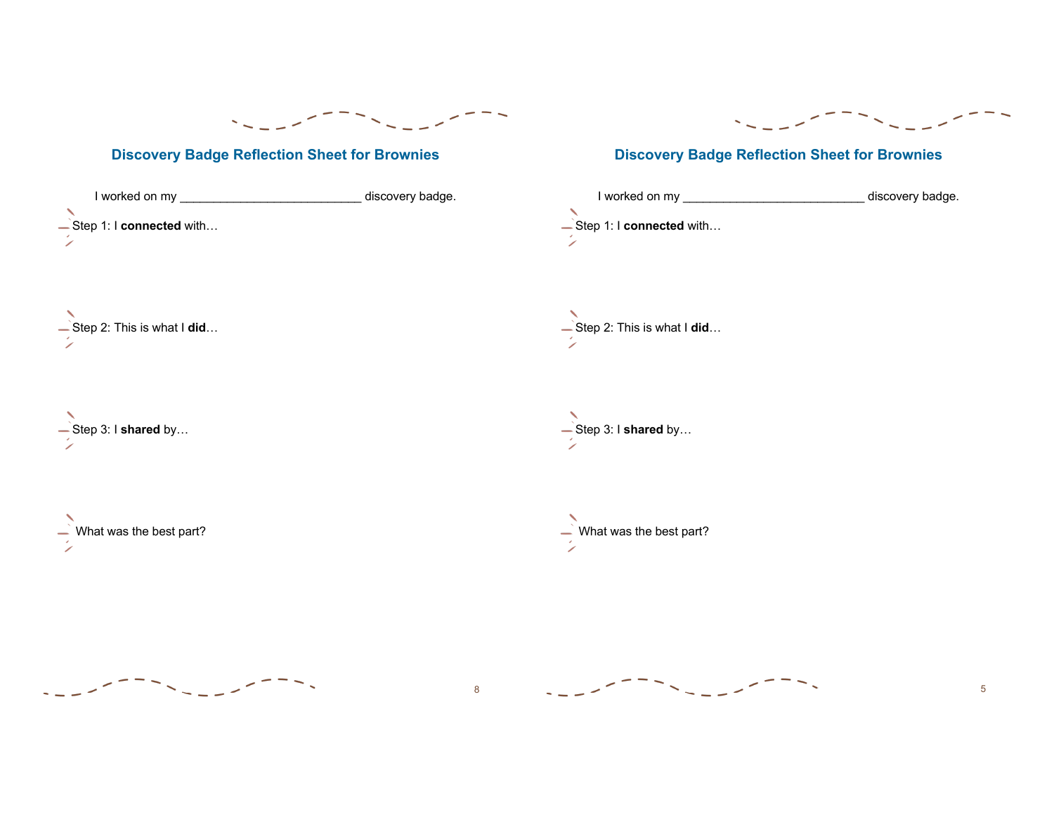## Discovery Badge Reflection Sheet for Brownies

I worked on my ___________________________ discovery badge.

Step 1: I **connected** with…

Step 2: This is what I **did**…

Step 3: I **shared** by…

What was the best part?

## Discovery Badge Reflection Sheet for Brownies

I worked on my ___________________________ discovery badge.

Step 1: I **connected** with…

Step 2: This is what I **did**…

Step 3: I **shared** by…

What was the best part?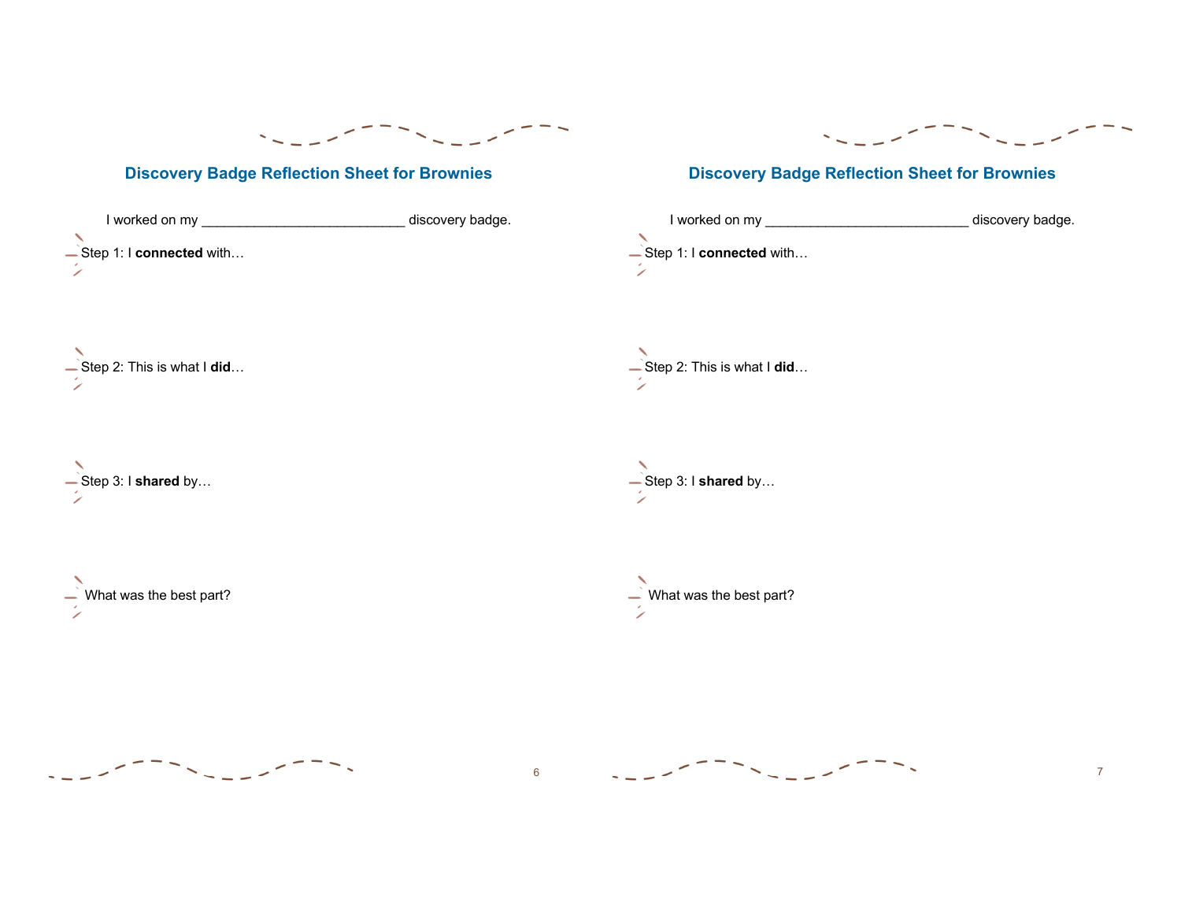## Discovery Badge Reflection Sheet for Brownies

I worked on my ___________________________ discovery badge.

Step 1: I **connected** with…

Step 2: This is what I **did**…

Step 3: I **shared** by…

What was the best part?

## Discovery Badge Reflection Sheet for Brownies

I worked on my ___________________________ discovery badge.

Step 1: I **connected** with…

Step 2: This is what I **did**…

Step 3: I **shared** by…

What was the best part?